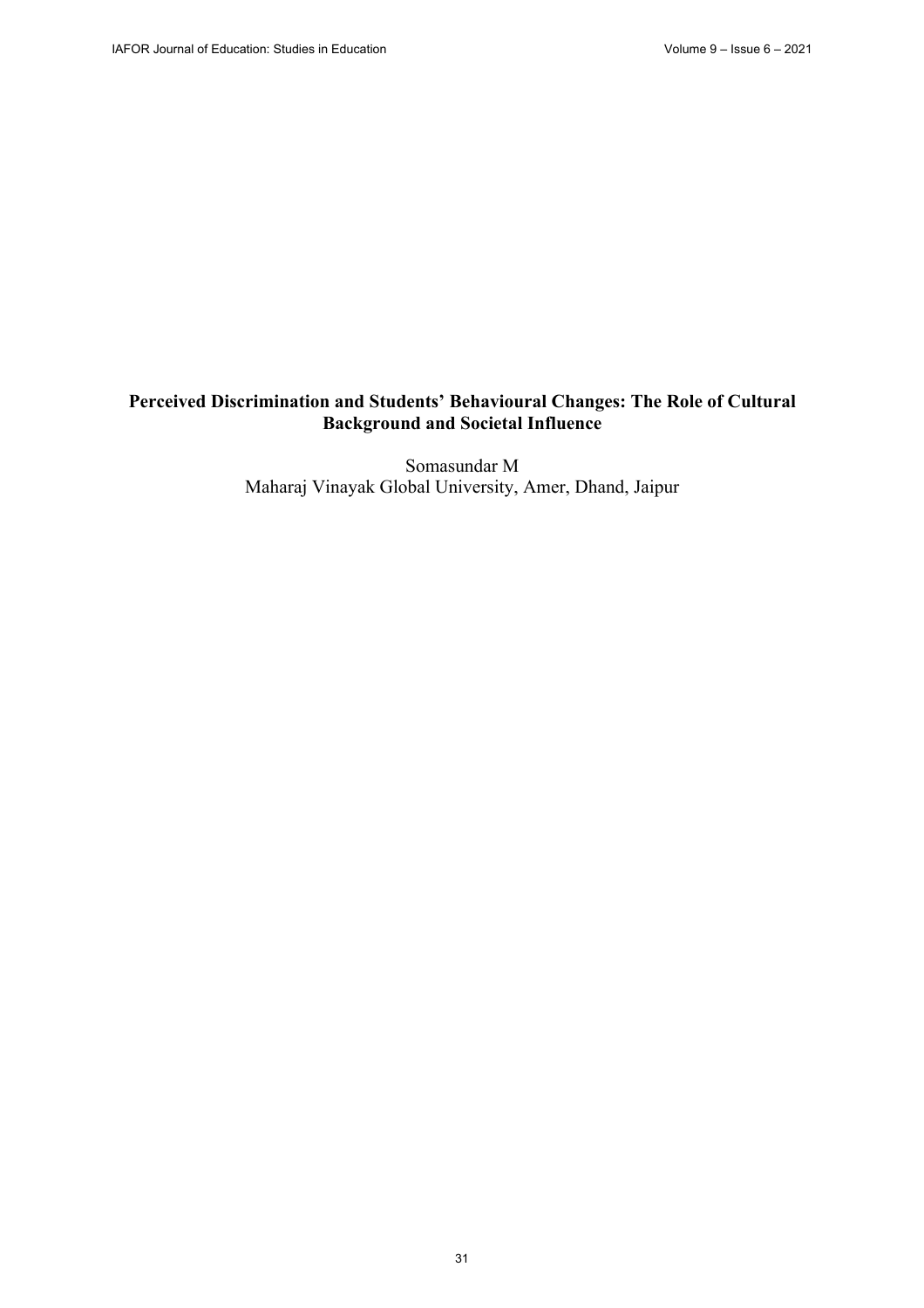# Perceived Discrimination and Students' Behavioural Changes: The Role of Cultural Background and Societal Influence

Somasundar M
Maharaj Vinayak Global University, Amer, Dhand, Jaipur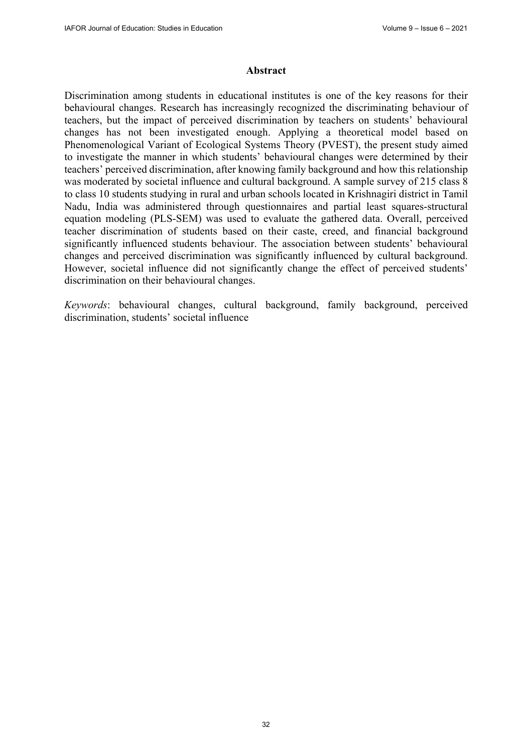## Abstract

Discrimination among students in educational institutes is one of the key reasons for their behavioural changes. Research has increasingly recognized the discriminating behaviour of teachers, but the impact of perceived discrimination by teachers on students' behavioural changes has not been investigated enough. Applying a theoretical model based on Phenomenological Variant of Ecological Systems Theory (PVEST), the present study aimed to investigate the manner in which students' behavioural changes were determined by their teachers' perceived discrimination, after knowing family background and how this relationship was moderated by societal influence and cultural background. A sample survey of 215 class 8 to class 10 students studying in rural and urban schools located in Krishnagiri district in Tamil Nadu, India was administered through questionnaires and partial least squares-structural equation modeling (PLS-SEM) was used to evaluate the gathered data. Overall, perceived teacher discrimination of students based on their caste, creed, and financial background significantly influenced students behaviour. The association between students' behavioural changes and perceived discrimination was significantly influenced by cultural background. However, societal influence did not significantly change the effect of perceived students' discrimination on their behavioural changes.

*Keywords*: behavioural changes, cultural background, family background, perceived discrimination, students' societal influence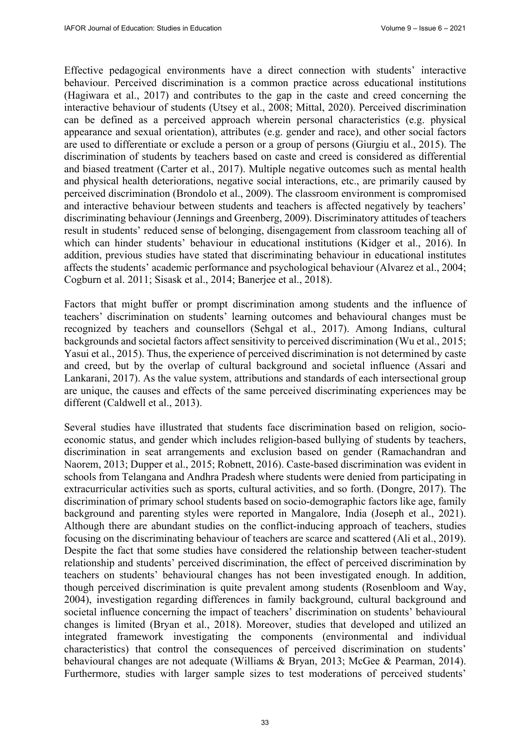Effective pedagogical environments have a direct connection with students' interactive behaviour. Perceived discrimination is a common practice across educational institutions (Hagiwara et al., 2017) and contributes to the gap in the caste and creed concerning the interactive behaviour of students (Utsey et al., 2008; Mittal, 2020). Perceived discrimination can be defined as a perceived approach wherein personal characteristics (e.g. physical appearance and sexual orientation), attributes (e.g. gender and race), and other social factors are used to differentiate or exclude a person or a group of persons (Giurgiu et al., 2015). The discrimination of students by teachers based on caste and creed is considered as differential and biased treatment (Carter et al., 2017). Multiple negative outcomes such as mental health and physical health deteriorations, negative social interactions, etc., are primarily caused by perceived discrimination (Brondolo et al., 2009). The classroom environment is compromised and interactive behaviour between students and teachers is affected negatively by teachers' discriminating behaviour (Jennings and Greenberg, 2009). Discriminatory attitudes of teachers result in students' reduced sense of belonging, disengagement from classroom teaching all of which can hinder students' behaviour in educational institutions (Kidger et al., 2016). In addition, previous studies have stated that discriminating behaviour in educational institutes affects the students' academic performance and psychological behaviour (Alvarez et al., 2004; Cogburn et al. 2011; Sisask et al., 2014; Banerjee et al., 2018).

Factors that might buffer or prompt discrimination among students and the influence of teachers' discrimination on students' learning outcomes and behavioural changes must be recognized by teachers and counsellors (Sehgal et al., 2017). Among Indians, cultural backgrounds and societal factors affect sensitivity to perceived discrimination (Wu et al., 2015; Yasui et al., 2015). Thus, the experience of perceived discrimination is not determined by caste and creed, but by the overlap of cultural background and societal influence (Assari and Lankarani, 2017). As the value system, attributions and standards of each intersectional group are unique, the causes and effects of the same perceived discriminating experiences may be different (Caldwell et al., 2013).

Several studies have illustrated that students face discrimination based on religion, socio-economic status, and gender which includes religion-based bullying of students by teachers, discrimination in seat arrangements and exclusion based on gender (Ramachandran and Naorem, 2013; Dupper et al., 2015; Robnett, 2016). Caste-based discrimination was evident in schools from Telangana and Andhra Pradesh where students were denied from participating in extracurricular activities such as sports, cultural activities, and so forth. (Dongre, 2017). The discrimination of primary school students based on socio-demographic factors like age, family background and parenting styles were reported in Mangalore, India (Joseph et al., 2021). Although there are abundant studies on the conflict-inducing approach of teachers, studies focusing on the discriminating behaviour of teachers are scarce and scattered (Ali et al., 2019). Despite the fact that some studies have considered the relationship between teacher-student relationship and students' perceived discrimination, the effect of perceived discrimination by teachers on students' behavioural changes has not been investigated enough. In addition, though perceived discrimination is quite prevalent among students (Rosenbloom and Way, 2004), investigation regarding differences in family background, cultural background and societal influence concerning the impact of teachers' discrimination on students' behavioural changes is limited (Bryan et al., 2018). Moreover, studies that developed and utilized an integrated framework investigating the components (environmental and individual characteristics) that control the consequences of perceived discrimination on students' behavioural changes are not adequate (Williams & Bryan, 2013; McGee & Pearman, 2014). Furthermore, studies with larger sample sizes to test moderations of perceived students'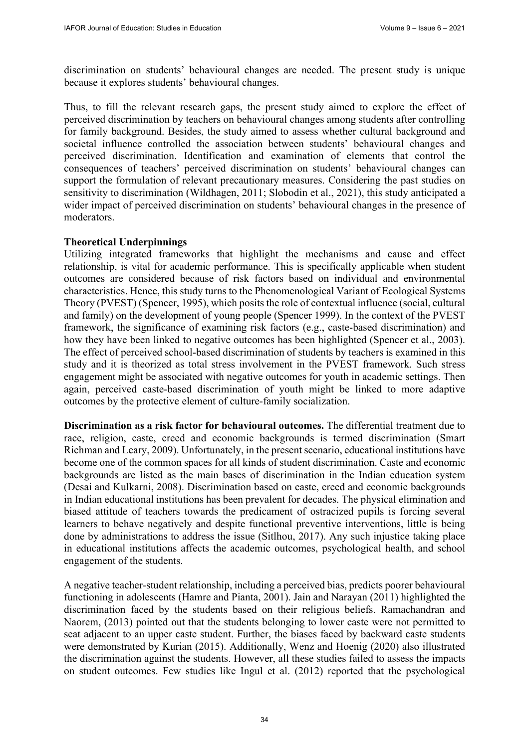discrimination on students' behavioural changes are needed. The present study is unique because it explores students' behavioural changes.

Thus, to fill the relevant research gaps, the present study aimed to explore the effect of perceived discrimination by teachers on behavioural changes among students after controlling for family background. Besides, the study aimed to assess whether cultural background and societal influence controlled the association between students' behavioural changes and perceived discrimination. Identification and examination of elements that control the consequences of teachers' perceived discrimination on students' behavioural changes can support the formulation of relevant precautionary measures. Considering the past studies on sensitivity to discrimination (Wildhagen, 2011; Slobodin et al., 2021), this study anticipated a wider impact of perceived discrimination on students' behavioural changes in the presence of moderators.

### Theoretical Underpinnings

Utilizing integrated frameworks that highlight the mechanisms and cause and effect relationship, is vital for academic performance. This is specifically applicable when student outcomes are considered because of risk factors based on individual and environmental characteristics. Hence, this study turns to the Phenomenological Variant of Ecological Systems Theory (PVEST) (Spencer, 1995), which posits the role of contextual influence (social, cultural and family) on the development of young people (Spencer 1999). In the context of the PVEST framework, the significance of examining risk factors (e.g., caste-based discrimination) and how they have been linked to negative outcomes has been highlighted (Spencer et al., 2003). The effect of perceived school-based discrimination of students by teachers is examined in this study and it is theorized as total stress involvement in the PVEST framework. Such stress engagement might be associated with negative outcomes for youth in academic settings. Then again, perceived caste-based discrimination of youth might be linked to more adaptive outcomes by the protective element of culture-family socialization.

**Discrimination as a risk factor for behavioural outcomes.** The differential treatment due to race, religion, caste, creed and economic backgrounds is termed discrimination (Smart Richman and Leary, 2009). Unfortunately, in the present scenario, educational institutions have become one of the common spaces for all kinds of student discrimination. Caste and economic backgrounds are listed as the main bases of discrimination in the Indian education system (Desai and Kulkarni, 2008). Discrimination based on caste, creed and economic backgrounds in Indian educational institutions has been prevalent for decades. The physical elimination and biased attitude of teachers towards the predicament of ostracized pupils is forcing several learners to behave negatively and despite functional preventive interventions, little is being done by administrations to address the issue (Sitlhou, 2017). Any such injustice taking place in educational institutions affects the academic outcomes, psychological health, and school engagement of the students.

A negative teacher-student relationship, including a perceived bias, predicts poorer behavioural functioning in adolescents (Hamre and Pianta, 2001). Jain and Narayan (2011) highlighted the discrimination faced by the students based on their religious beliefs. Ramachandran and Naorem, (2013) pointed out that the students belonging to lower caste were not permitted to seat adjacent to an upper caste student. Further, the biases faced by backward caste students were demonstrated by Kurian (2015). Additionally, Wenz and Hoenig (2020) also illustrated the discrimination against the students. However, all these studies failed to assess the impacts on student outcomes. Few studies like Ingul et al. (2012) reported that the psychological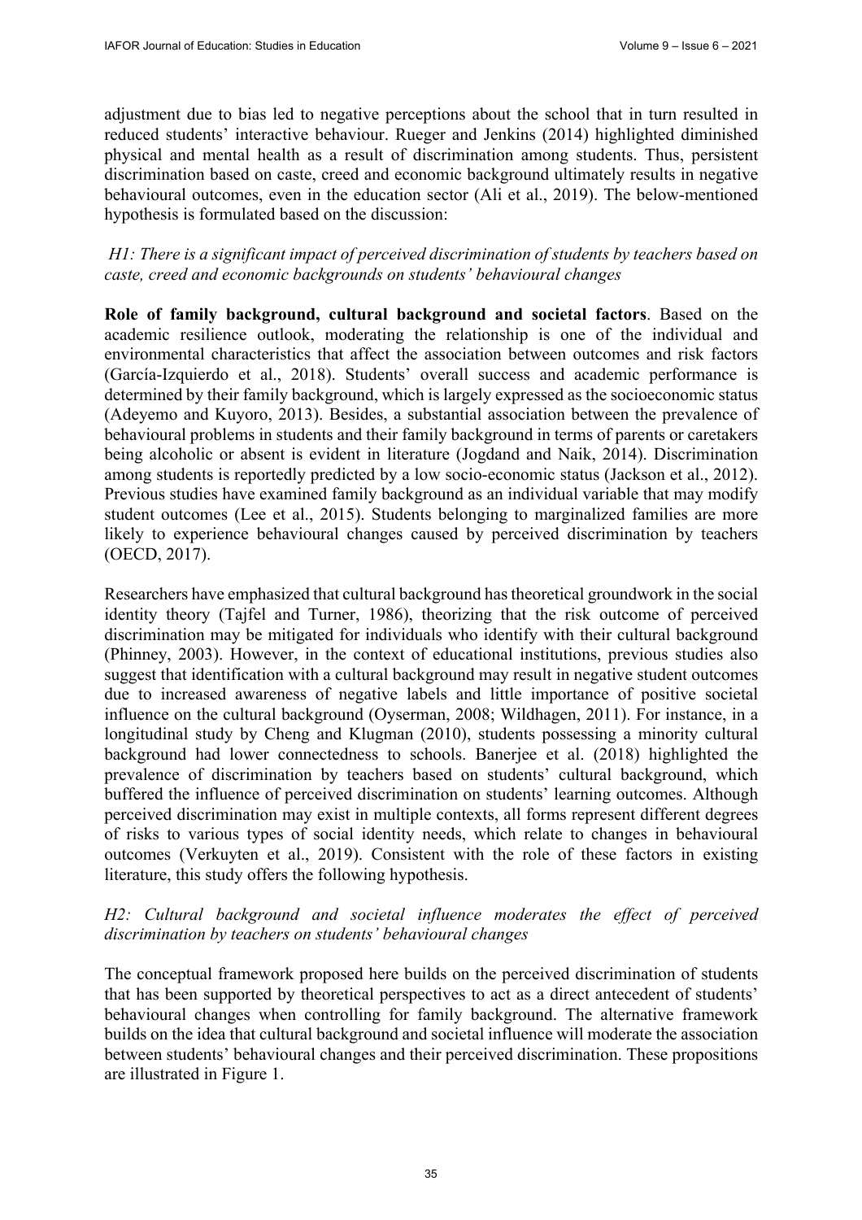adjustment due to bias led to negative perceptions about the school that in turn resulted in reduced students' interactive behaviour. Rueger and Jenkins (2014) highlighted diminished physical and mental health as a result of discrimination among students. Thus, persistent discrimination based on caste, creed and economic background ultimately results in negative behavioural outcomes, even in the education sector (Ali et al., 2019). The below-mentioned hypothesis is formulated based on the discussion:

*H1: There is a significant impact of perceived discrimination of students by teachers based on caste, creed and economic backgrounds on students' behavioural changes*

**Role of family background, cultural background and societal factors**. Based on the academic resilience outlook, moderating the relationship is one of the individual and environmental characteristics that affect the association between outcomes and risk factors (García-Izquierdo et al., 2018). Students' overall success and academic performance is determined by their family background, which is largely expressed as the socioeconomic status (Adeyemo and Kuyoro, 2013). Besides, a substantial association between the prevalence of behavioural problems in students and their family background in terms of parents or caretakers being alcoholic or absent is evident in literature (Jogdand and Naik, 2014). Discrimination among students is reportedly predicted by a low socio-economic status (Jackson et al., 2012). Previous studies have examined family background as an individual variable that may modify student outcomes (Lee et al., 2015). Students belonging to marginalized families are more likely to experience behavioural changes caused by perceived discrimination by teachers (OECD, 2017).

Researchers have emphasized that cultural background has theoretical groundwork in the social identity theory (Tajfel and Turner, 1986), theorizing that the risk outcome of perceived discrimination may be mitigated for individuals who identify with their cultural background (Phinney, 2003). However, in the context of educational institutions, previous studies also suggest that identification with a cultural background may result in negative student outcomes due to increased awareness of negative labels and little importance of positive societal influence on the cultural background (Oyserman, 2008; Wildhagen, 2011). For instance, in a longitudinal study by Cheng and Klugman (2010), students possessing a minority cultural background had lower connectedness to schools. Banerjee et al. (2018) highlighted the prevalence of discrimination by teachers based on students' cultural background, which buffered the influence of perceived discrimination on students' learning outcomes. Although perceived discrimination may exist in multiple contexts, all forms represent different degrees of risks to various types of social identity needs, which relate to changes in behavioural outcomes (Verkuyten et al., 2019). Consistent with the role of these factors in existing literature, this study offers the following hypothesis.

*H2: Cultural background and societal influence moderates the effect of perceived discrimination by teachers on students' behavioural changes*

The conceptual framework proposed here builds on the perceived discrimination of students that has been supported by theoretical perspectives to act as a direct antecedent of students' behavioural changes when controlling for family background. The alternative framework builds on the idea that cultural background and societal influence will moderate the association between students' behavioural changes and their perceived discrimination. These propositions are illustrated in Figure 1.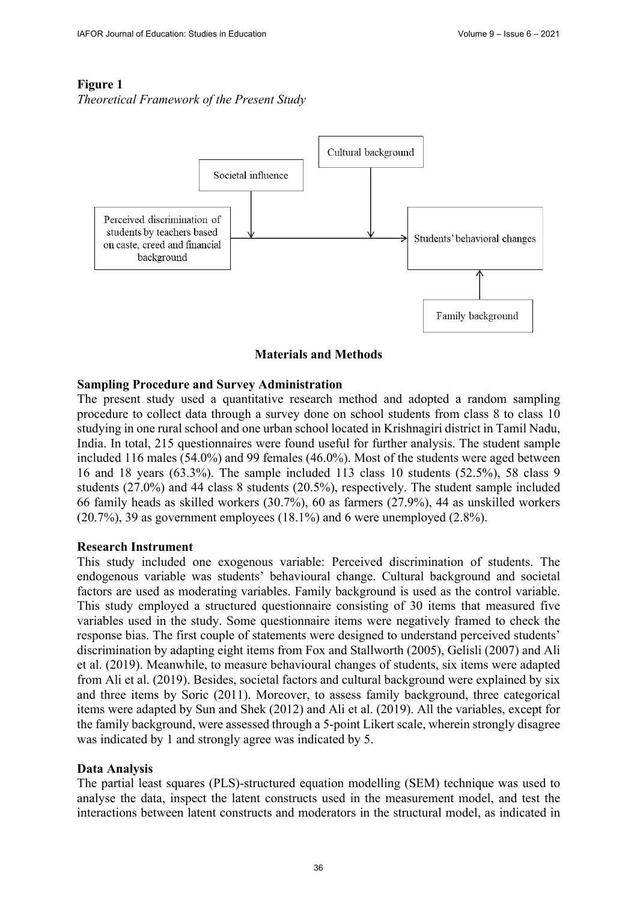**Figure 1**
*Theoretical Framework of the Present Study*

Perceived discrimination of students by teachers based on caste, creed and financial background

Societal influence

Cultural background

Students' behavioral changes

Family background

## Materials and Methods

### Sampling Procedure and Survey Administration

The present study used a quantitative research method and adopted a random sampling procedure to collect data through a survey done on school students from class 8 to class 10 studying in one rural school and one urban school located in Krishnagiri district in Tamil Nadu, India. In total, 215 questionnaires were found useful for further analysis. The student sample included 116 males (54.0%) and 99 females (46.0%). Most of the students were aged between 16 and 18 years (63.3%). The sample included 113 class 10 students (52.5%), 58 class 9 students (27.0%) and 44 class 8 students (20.5%), respectively. The student sample included 66 family heads as skilled workers (30.7%), 60 as farmers (27.9%), 44 as unskilled workers (20.7%), 39 as government employees (18.1%) and 6 were unemployed (2.8%).

### Research Instrument

This study included one exogenous variable: Perceived discrimination of students. The endogenous variable was students' behavioural change. Cultural background and societal factors are used as moderating variables. Family background is used as the control variable. This study employed a structured questionnaire consisting of 30 items that measured five variables used in the study. Some questionnaire items were negatively framed to check the response bias. The first couple of statements were designed to understand perceived students' discrimination by adapting eight items from Fox and Stallworth (2005), Gelisli (2007) and Ali et al. (2019). Meanwhile, to measure behavioural changes of students, six items were adapted from Ali et al. (2019). Besides, societal factors and cultural background were explained by six and three items by Soric (2011). Moreover, to assess family background, three categorical items were adapted by Sun and Shek (2012) and Ali et al. (2019). All the variables, except for the family background, were assessed through a 5-point Likert scale, wherein strongly disagree was indicated by 1 and strongly agree was indicated by 5.

### Data Analysis

The partial least squares (PLS)-structured equation modelling (SEM) technique was used to analyse the data, inspect the latent constructs used in the measurement model, and test the interactions between latent constructs and moderators in the structural model, as indicated in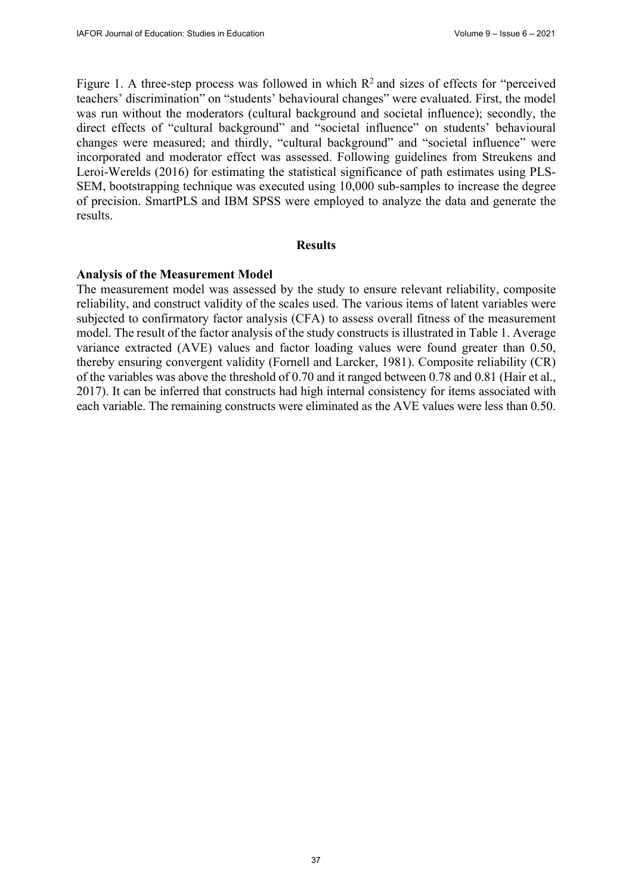Figure 1. A three-step process was followed in which $R^2$ and sizes of effects for "perceived teachers' discrimination" on "students' behavioural changes" were evaluated. First, the model was run without the moderators (cultural background and societal influence); secondly, the direct effects of "cultural background" and "societal influence" on students' behavioural changes were measured; and thirdly, "cultural background" and "societal influence" were incorporated and moderator effect was assessed. Following guidelines from Streukens and Leroi-Werelds (2016) for estimating the statistical significance of path estimates using PLS-SEM, bootstrapping technique was executed using 10,000 sub-samples to increase the degree of precision. SmartPLS and IBM SPSS were employed to analyze the data and generate the results.

## Results

### Analysis of the Measurement Model

The measurement model was assessed by the study to ensure relevant reliability, composite reliability, and construct validity of the scales used. The various items of latent variables were subjected to confirmatory factor analysis (CFA) to assess overall fitness of the measurement model. The result of the factor analysis of the study constructs is illustrated in Table 1. Average variance extracted (AVE) values and factor loading values were found greater than 0.50, thereby ensuring convergent validity (Fornell and Larcker, 1981). Composite reliability (CR) of the variables was above the threshold of 0.70 and it ranged between 0.78 and 0.81 (Hair et al., 2017). It can be inferred that constructs had high internal consistency for items associated with each variable. The remaining constructs were eliminated as the AVE values were less than 0.50.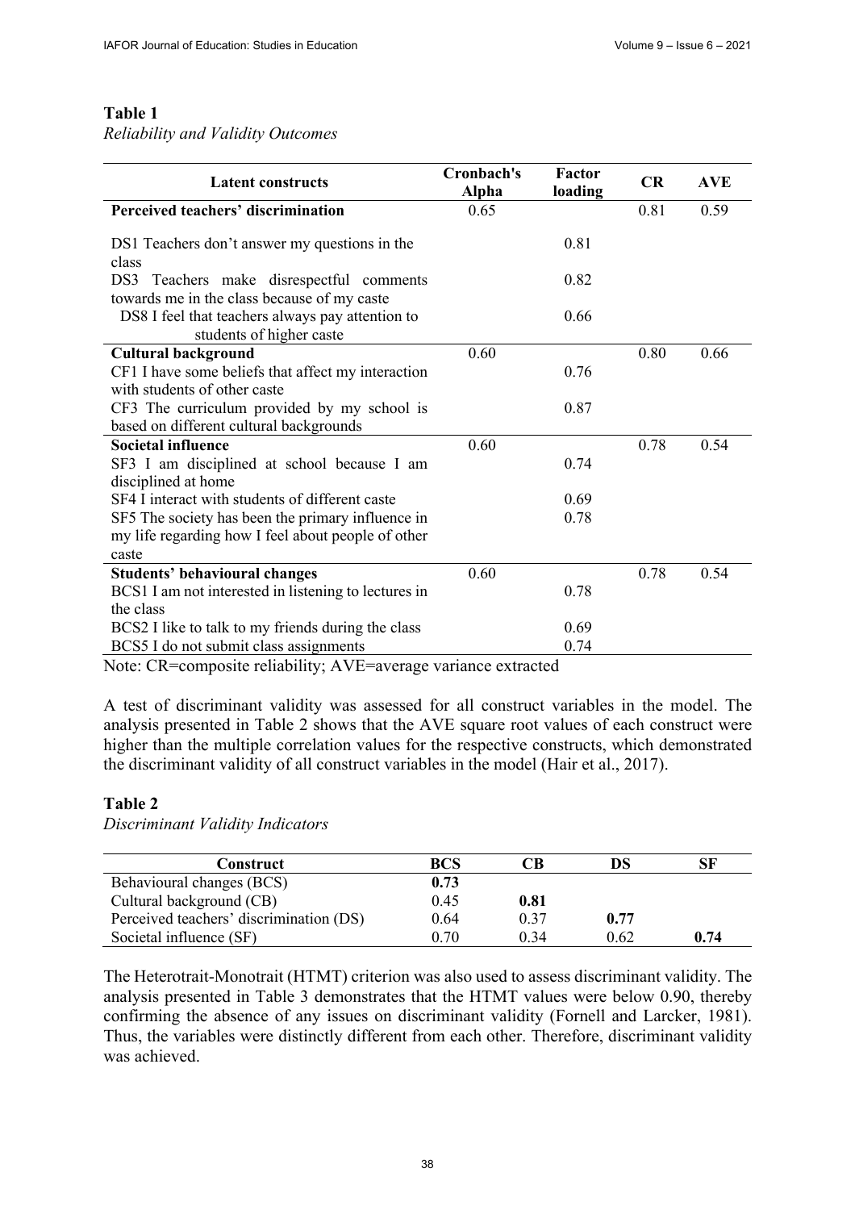**Table 1**

*Reliability and Validity Outcomes*

| Latent constructs | Cronbach's Alpha | Factor loading | CR | AVE |
|---|---|---|---|---|
| **Perceived teachers' discrimination** | 0.65 | | 0.81 | 0.59 |
| DS1 Teachers don't answer my questions in the class | | 0.81 | | |
| DS3 Teachers make disrespectful comments towards me in the class because of my caste | | 0.82 | | |
| DS8 I feel that teachers always pay attention to students of higher caste | | 0.66 | | |
| **Cultural background** | 0.60 | | 0.80 | 0.66 |
| CF1 I have some beliefs that affect my interaction with students of other caste | | 0.76 | | |
| CF3 The curriculum provided by my school is based on different cultural backgrounds | | 0.87 | | |
| **Societal influence** | 0.60 | | 0.78 | 0.54 |
| SF3 I am disciplined at school because I am disciplined at home | | 0.74 | | |
| SF4 I interact with students of different caste | | 0.69 | | |
| SF5 The society has been the primary influence in my life regarding how I feel about people of other caste | | 0.78 | | |
| **Students' behavioural changes** | 0.60 | | 0.78 | 0.54 |
| BCS1 I am not interested in listening to lectures in the class | | 0.78 | | |
| BCS2 I like to talk to my friends during the class | | 0.69 | | |
| BCS5 I do not submit class assignments | | 0.74 | | |

Note: CR=composite reliability; AVE=average variance extracted

A test of discriminant validity was assessed for all construct variables in the model. The analysis presented in Table 2 shows that the AVE square root values of each construct were higher than the multiple correlation values for the respective constructs, which demonstrated the discriminant validity of all construct variables in the model (Hair et al., 2017).

**Table 2**

*Discriminant Validity Indicators*

| Construct | BCS | CB | DS | SF |
|---|---|---|---|---|
| Behavioural changes (BCS) | **0.73** | | | |
| Cultural background (CB) | 0.45 | **0.81** | | |
| Perceived teachers' discrimination (DS) | 0.64 | 0.37 | **0.77** | |
| Societal influence (SF) | 0.70 | 0.34 | 0.62 | **0.74** |

The Heterotrait-Monotrait (HTMT) criterion was also used to assess discriminant validity. The analysis presented in Table 3 demonstrates that the HTMT values were below 0.90, thereby confirming the absence of any issues on discriminant validity (Fornell and Larcker, 1981). Thus, the variables were distinctly different from each other. Therefore, discriminant validity was achieved.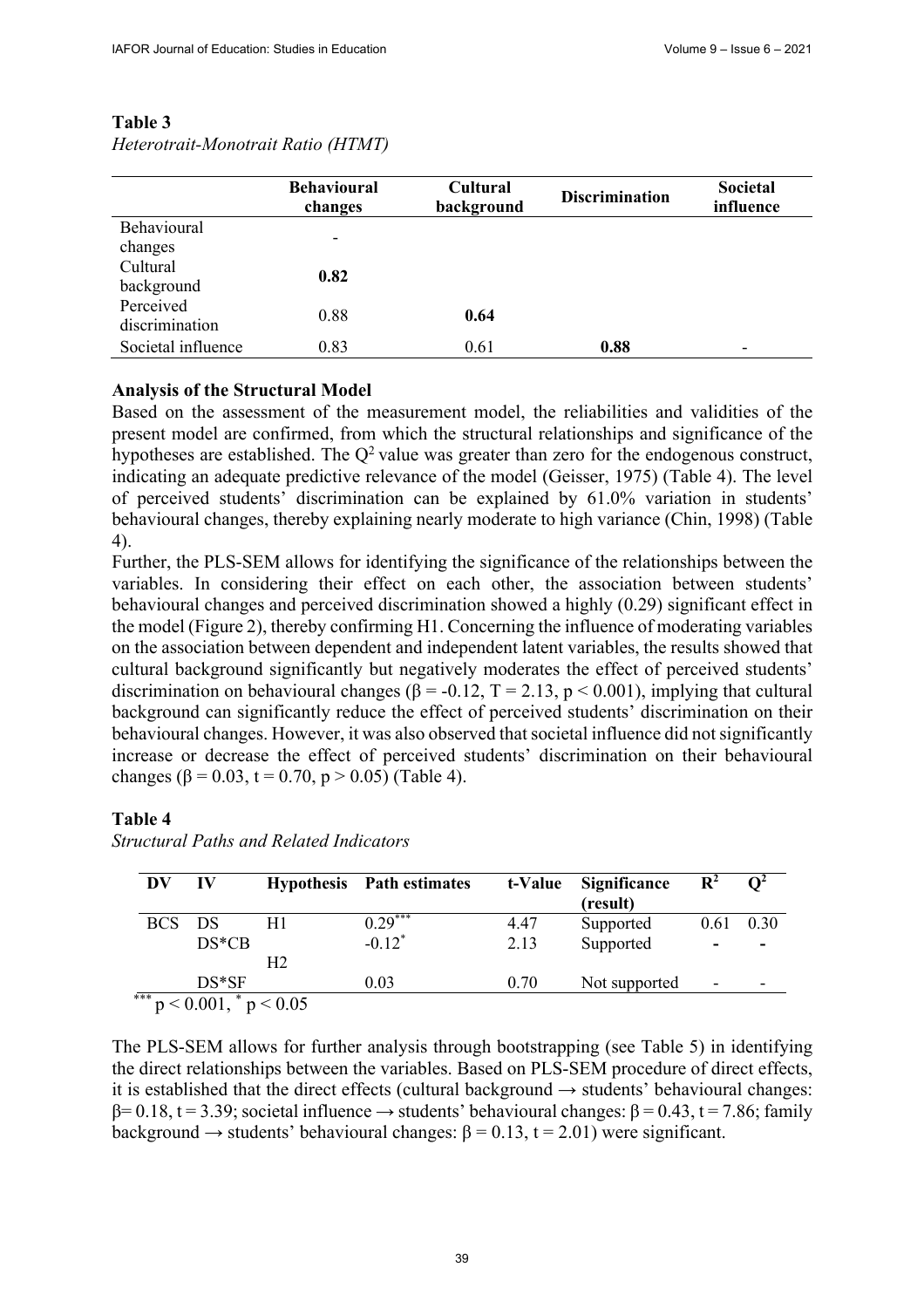**Table 3**
*Heterotrait-Monotrait Ratio (HTMT)*

| | Behavioural changes | Cultural background | Discrimination | Societal influence |
|---|---|---|---|---|
| Behavioural changes | - | | | |
| Cultural background | **0.82** | | | |
| Perceived discrimination | 0.88 | **0.64** | | |
| Societal influence | 0.83 | 0.61 | **0.88** | - |

**Analysis of the Structural Model**

Based on the assessment of the measurement model, the reliabilities and validities of the present model are confirmed, from which the structural relationships and significance of the hypotheses are established. The $Q^2$ value was greater than zero for the endogenous construct, indicating an adequate predictive relevance of the model (Geisser, 1975) (Table 4). The level of perceived students' discrimination can be explained by 61.0% variation in students' behavioural changes, thereby explaining nearly moderate to high variance (Chin, 1998) (Table 4).

Further, the PLS-SEM allows for identifying the significance of the relationships between the variables. In considering their effect on each other, the association between students' behavioural changes and perceived discrimination showed a highly (0.29) significant effect in the model (Figure 2), thereby confirming H1. Concerning the influence of moderating variables on the association between dependent and independent latent variables, the results showed that cultural background significantly but negatively moderates the effect of perceived students' discrimination on behavioural changes ($\beta = -0.12$, $T = 2.13$, $p < 0.001$), implying that cultural background can significantly reduce the effect of perceived students' discrimination on their behavioural changes. However, it was also observed that societal influence did not significantly increase or decrease the effect of perceived students' discrimination on their behavioural changes ($\beta = 0.03$, $t = 0.70$, $p > 0.05$) (Table 4).

**Table 4**
*Structural Paths and Related Indicators*

| DV | IV | Hypothesis | Path estimates | t-Value | Significance (result) | $R^2$ | $Q^2$ |
|---|---|---|---|---|---|---|---|
| BCS | DS | H1 | $0.29^{***}$ | 4.47 | Supported | 0.61 | 0.30 |
| | DS*CB | H2 | $-0.12^{*}$ | 2.13 | Supported | - | - |
| | DS*SF | | 0.03 | 0.70 | Not supported | - | - |

$^{***}p < 0.001$, $^{*}p < 0.05$

The PLS-SEM allows for further analysis through bootstrapping (see Table 5) in identifying the direct relationships between the variables. Based on PLS-SEM procedure of direct effects, it is established that the direct effects (cultural background → students' behavioural changes: $\beta = 0.18$, $t = 3.39$; societal influence → students' behavioural changes: $\beta = 0.43$, $t = 7.86$; family background → students' behavioural changes: $\beta = 0.13$, $t = 2.01$) were significant.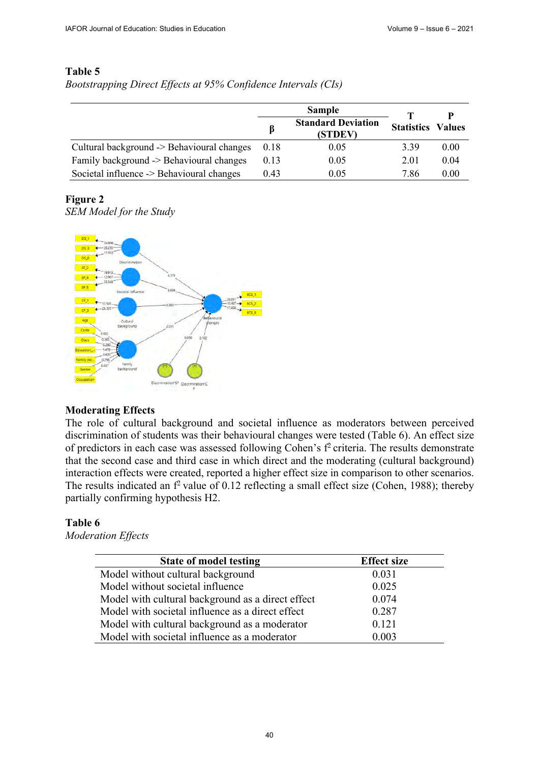**Table 5**
*Bootstrapping Direct Effects at 95% Confidence Intervals (CIs)*

| | Sample | | T Statistics | P Values |
|---|---|---|---|---|
| | β | Standard Deviation (STDEV) | | |
| Cultural background -> Behavioural changes | 0.18 | 0.05 | 3.39 | 0.00 |
| Family background -> Behavioural changes | 0.13 | 0.05 | 2.01 | 0.04 |
| Societal influence -> Behavioural changes | 0.43 | 0.05 | 7.86 | 0.00 |

**Figure 2**
*SEM Model for the Study*

Discrimination
Societal influence
Cultural background
Family background
Behavioural changes
Discrimination*ST
Discrimination*C

## Moderating Effects

The role of cultural background and societal influence as moderators between perceived discrimination of students was their behavioural changes were tested (Table 6). An effect size of predictors in each case was assessed following Cohen's $f^2$ criteria. The results demonstrate that the second case and third case in which direct and the moderating (cultural background) interaction effects were created, reported a higher effect size in comparison to other scenarios. The results indicated an $f^2$ value of 0.12 reflecting a small effect size (Cohen, 1988); thereby partially confirming hypothesis H2.

**Table 6**
*Moderation Effects*

| State of model testing | Effect size |
|---|---|
| Model without cultural background | 0.031 |
| Model without societal influence | 0.025 |
| Model with cultural background as a direct effect | 0.074 |
| Model with societal influence as a direct effect | 0.287 |
| Model with cultural background as a moderator | 0.121 |
| Model with societal influence as a moderator | 0.003 |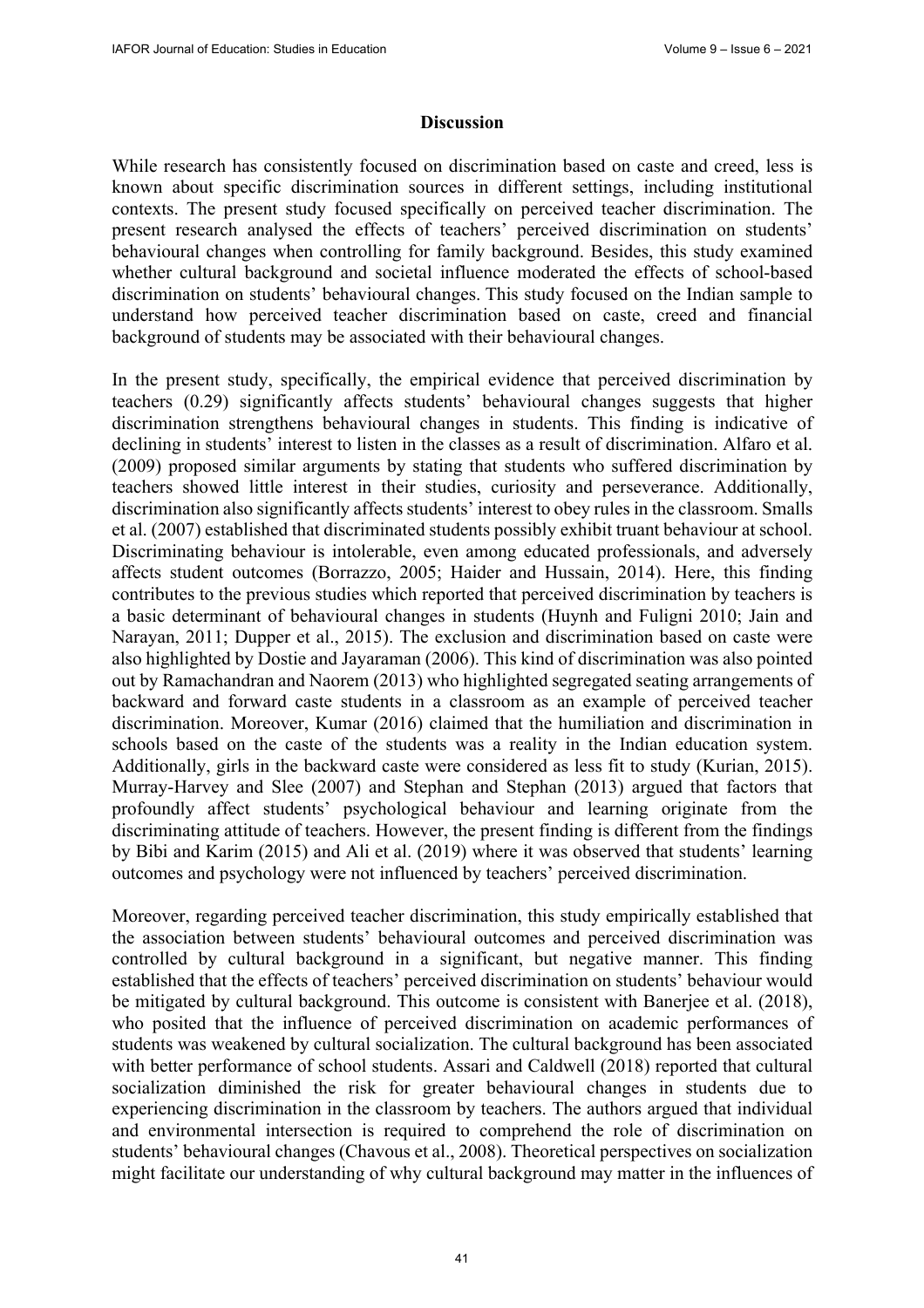## Discussion

While research has consistently focused on discrimination based on caste and creed, less is known about specific discrimination sources in different settings, including institutional contexts. The present study focused specifically on perceived teacher discrimination. The present research analysed the effects of teachers' perceived discrimination on students' behavioural changes when controlling for family background. Besides, this study examined whether cultural background and societal influence moderated the effects of school-based discrimination on students' behavioural changes. This study focused on the Indian sample to understand how perceived teacher discrimination based on caste, creed and financial background of students may be associated with their behavioural changes.

In the present study, specifically, the empirical evidence that perceived discrimination by teachers (0.29) significantly affects students' behavioural changes suggests that higher discrimination strengthens behavioural changes in students. This finding is indicative of declining in students' interest to listen in the classes as a result of discrimination. Alfaro et al. (2009) proposed similar arguments by stating that students who suffered discrimination by teachers showed little interest in their studies, curiosity and perseverance. Additionally, discrimination also significantly affects students' interest to obey rules in the classroom. Smalls et al. (2007) established that discriminated students possibly exhibit truant behaviour at school. Discriminating behaviour is intolerable, even among educated professionals, and adversely affects student outcomes (Borrazzo, 2005; Haider and Hussain, 2014). Here, this finding contributes to the previous studies which reported that perceived discrimination by teachers is a basic determinant of behavioural changes in students (Huynh and Fuligni 2010; Jain and Narayan, 2011; Dupper et al., 2015). The exclusion and discrimination based on caste were also highlighted by Dostie and Jayaraman (2006). This kind of discrimination was also pointed out by Ramachandran and Naorem (2013) who highlighted segregated seating arrangements of backward and forward caste students in a classroom as an example of perceived teacher discrimination. Moreover, Kumar (2016) claimed that the humiliation and discrimination in schools based on the caste of the students was a reality in the Indian education system. Additionally, girls in the backward caste were considered as less fit to study (Kurian, 2015). Murray-Harvey and Slee (2007) and Stephan and Stephan (2013) argued that factors that profoundly affect students' psychological behaviour and learning originate from the discriminating attitude of teachers. However, the present finding is different from the findings by Bibi and Karim (2015) and Ali et al. (2019) where it was observed that students' learning outcomes and psychology were not influenced by teachers' perceived discrimination.

Moreover, regarding perceived teacher discrimination, this study empirically established that the association between students' behavioural outcomes and perceived discrimination was controlled by cultural background in a significant, but negative manner. This finding established that the effects of teachers' perceived discrimination on students' behaviour would be mitigated by cultural background. This outcome is consistent with Banerjee et al. (2018), who posited that the influence of perceived discrimination on academic performances of students was weakened by cultural socialization. The cultural background has been associated with better performance of school students. Assari and Caldwell (2018) reported that cultural socialization diminished the risk for greater behavioural changes in students due to experiencing discrimination in the classroom by teachers. The authors argued that individual and environmental intersection is required to comprehend the role of discrimination on students' behavioural changes (Chavous et al., 2008). Theoretical perspectives on socialization might facilitate our understanding of why cultural background may matter in the influences of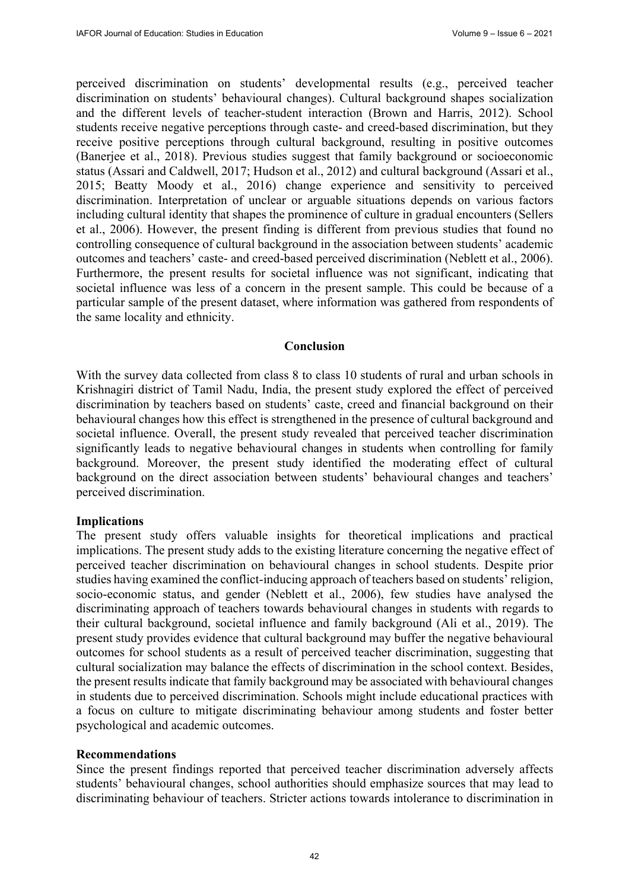perceived discrimination on students' developmental results (e.g., perceived teacher discrimination on students' behavioural changes). Cultural background shapes socialization and the different levels of teacher-student interaction (Brown and Harris, 2012). School students receive negative perceptions through caste- and creed-based discrimination, but they receive positive perceptions through cultural background, resulting in positive outcomes (Banerjee et al., 2018). Previous studies suggest that family background or socioeconomic status (Assari and Caldwell, 2017; Hudson et al., 2012) and cultural background (Assari et al., 2015; Beatty Moody et al., 2016) change experience and sensitivity to perceived discrimination. Interpretation of unclear or arguable situations depends on various factors including cultural identity that shapes the prominence of culture in gradual encounters (Sellers et al., 2006). However, the present finding is different from previous studies that found no controlling consequence of cultural background in the association between students' academic outcomes and teachers' caste- and creed-based perceived discrimination (Neblett et al., 2006). Furthermore, the present results for societal influence was not significant, indicating that societal influence was less of a concern in the present sample. This could be because of a particular sample of the present dataset, where information was gathered from respondents of the same locality and ethnicity.

## Conclusion

With the survey data collected from class 8 to class 10 students of rural and urban schools in Krishnagiri district of Tamil Nadu, India, the present study explored the effect of perceived discrimination by teachers based on students' caste, creed and financial background on their behavioural changes how this effect is strengthened in the presence of cultural background and societal influence. Overall, the present study revealed that perceived teacher discrimination significantly leads to negative behavioural changes in students when controlling for family background. Moreover, the present study identified the moderating effect of cultural background on the direct association between students' behavioural changes and teachers' perceived discrimination.

### Implications

The present study offers valuable insights for theoretical implications and practical implications. The present study adds to the existing literature concerning the negative effect of perceived teacher discrimination on behavioural changes in school students. Despite prior studies having examined the conflict-inducing approach of teachers based on students' religion, socio-economic status, and gender (Neblett et al., 2006), few studies have analysed the discriminating approach of teachers towards behavioural changes in students with regards to their cultural background, societal influence and family background (Ali et al., 2019). The present study provides evidence that cultural background may buffer the negative behavioural outcomes for school students as a result of perceived teacher discrimination, suggesting that cultural socialization may balance the effects of discrimination in the school context. Besides, the present results indicate that family background may be associated with behavioural changes in students due to perceived discrimination. Schools might include educational practices with a focus on culture to mitigate discriminating behaviour among students and foster better psychological and academic outcomes.

### Recommendations

Since the present findings reported that perceived teacher discrimination adversely affects students' behavioural changes, school authorities should emphasize sources that may lead to discriminating behaviour of teachers. Stricter actions towards intolerance to discrimination in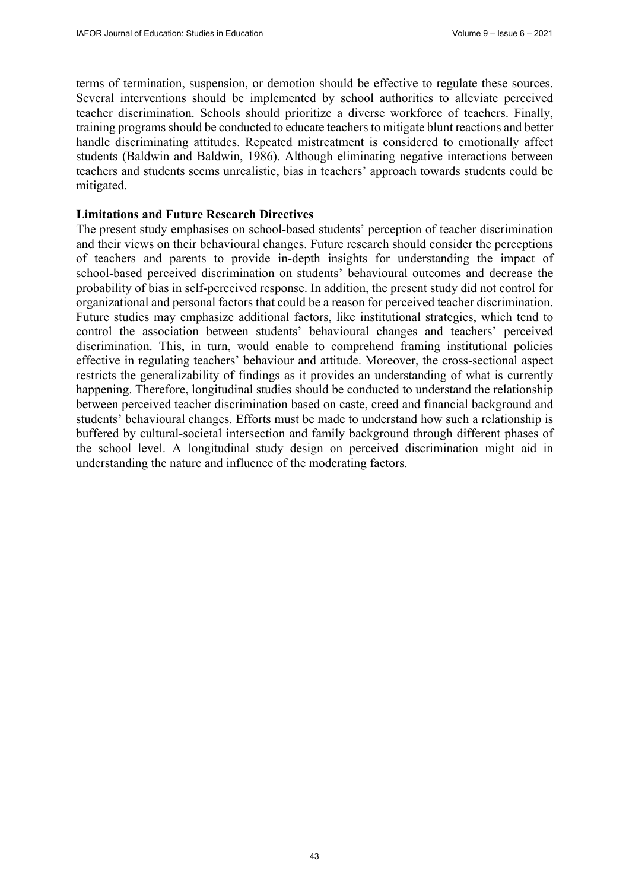terms of termination, suspension, or demotion should be effective to regulate these sources. Several interventions should be implemented by school authorities to alleviate perceived teacher discrimination. Schools should prioritize a diverse workforce of teachers. Finally, training programs should be conducted to educate teachers to mitigate blunt reactions and better handle discriminating attitudes. Repeated mistreatment is considered to emotionally affect students (Baldwin and Baldwin, 1986). Although eliminating negative interactions between teachers and students seems unrealistic, bias in teachers' approach towards students could be mitigated.

**Limitations and Future Research Directives**

The present study emphasises on school-based students' perception of teacher discrimination and their views on their behavioural changes. Future research should consider the perceptions of teachers and parents to provide in-depth insights for understanding the impact of school-based perceived discrimination on students' behavioural outcomes and decrease the probability of bias in self-perceived response. In addition, the present study did not control for organizational and personal factors that could be a reason for perceived teacher discrimination. Future studies may emphasize additional factors, like institutional strategies, which tend to control the association between students' behavioural changes and teachers' perceived discrimination. This, in turn, would enable to comprehend framing institutional policies effective in regulating teachers' behaviour and attitude. Moreover, the cross-sectional aspect restricts the generalizability of findings as it provides an understanding of what is currently happening. Therefore, longitudinal studies should be conducted to understand the relationship between perceived teacher discrimination based on caste, creed and financial background and students' behavioural changes. Efforts must be made to understand how such a relationship is buffered by cultural-societal intersection and family background through different phases of the school level. A longitudinal study design on perceived discrimination might aid in understanding the nature and influence of the moderating factors.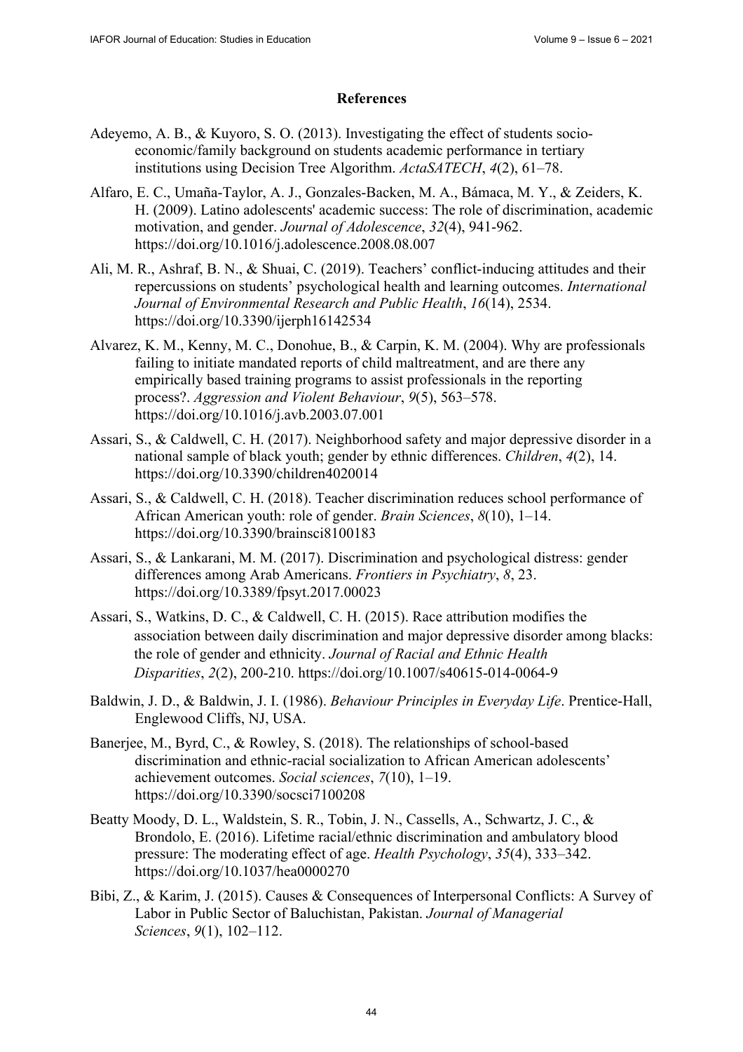## References

Adeyemo, A. B., & Kuyoro, S. O. (2013). Investigating the effect of students socio-economic/family background on students academic performance in tertiary institutions using Decision Tree Algorithm. *ActaSATECH*, *4*(2), 61–78.

Alfaro, E. C., Umaña-Taylor, A. J., Gonzales-Backen, M. A., Bámaca, M. Y., & Zeiders, K. H. (2009). Latino adolescents' academic success: The role of discrimination, academic motivation, and gender. *Journal of Adolescence*, *32*(4), 941-962. https://doi.org/10.1016/j.adolescence.2008.08.007

Ali, M. R., Ashraf, B. N., & Shuai, C. (2019). Teachers' conflict-inducing attitudes and their repercussions on students' psychological health and learning outcomes. *International Journal of Environmental Research and Public Health*, *16*(14), 2534. https://doi.org/10.3390/ijerph16142534

Alvarez, K. M., Kenny, M. C., Donohue, B., & Carpin, K. M. (2004). Why are professionals failing to initiate mandated reports of child maltreatment, and are there any empirically based training programs to assist professionals in the reporting process?. *Aggression and Violent Behaviour*, *9*(5), 563–578. https://doi.org/10.1016/j.avb.2003.07.001

Assari, S., & Caldwell, C. H. (2017). Neighborhood safety and major depressive disorder in a national sample of black youth; gender by ethnic differences. *Children*, *4*(2), 14. https://doi.org/10.3390/children4020014

Assari, S., & Caldwell, C. H. (2018). Teacher discrimination reduces school performance of African American youth: role of gender. *Brain Sciences*, *8*(10), 1–14. https://doi.org/10.3390/brainsci8100183

Assari, S., & Lankarani, M. M. (2017). Discrimination and psychological distress: gender differences among Arab Americans. *Frontiers in Psychiatry*, *8*, 23. https://doi.org/10.3389/fpsyt.2017.00023

Assari, S., Watkins, D. C., & Caldwell, C. H. (2015). Race attribution modifies the association between daily discrimination and major depressive disorder among blacks: the role of gender and ethnicity. *Journal of Racial and Ethnic Health Disparities*, *2*(2), 200-210. https://doi.org/10.1007/s40615-014-0064-9

Baldwin, J. D., & Baldwin, J. I. (1986). *Behaviour Principles in Everyday Life*. Prentice-Hall, Englewood Cliffs, NJ, USA.

Banerjee, M., Byrd, C., & Rowley, S. (2018). The relationships of school-based discrimination and ethnic-racial socialization to African American adolescents' achievement outcomes. *Social sciences*, *7*(10), 1–19. https://doi.org/10.3390/socsci7100208

Beatty Moody, D. L., Waldstein, S. R., Tobin, J. N., Cassells, A., Schwartz, J. C., & Brondolo, E. (2016). Lifetime racial/ethnic discrimination and ambulatory blood pressure: The moderating effect of age. *Health Psychology*, *35*(4), 333–342. https://doi.org/10.1037/hea0000270

Bibi, Z., & Karim, J. (2015). Causes & Consequences of Interpersonal Conflicts: A Survey of Labor in Public Sector of Baluchistan, Pakistan. *Journal of Managerial Sciences*, *9*(1), 102–112.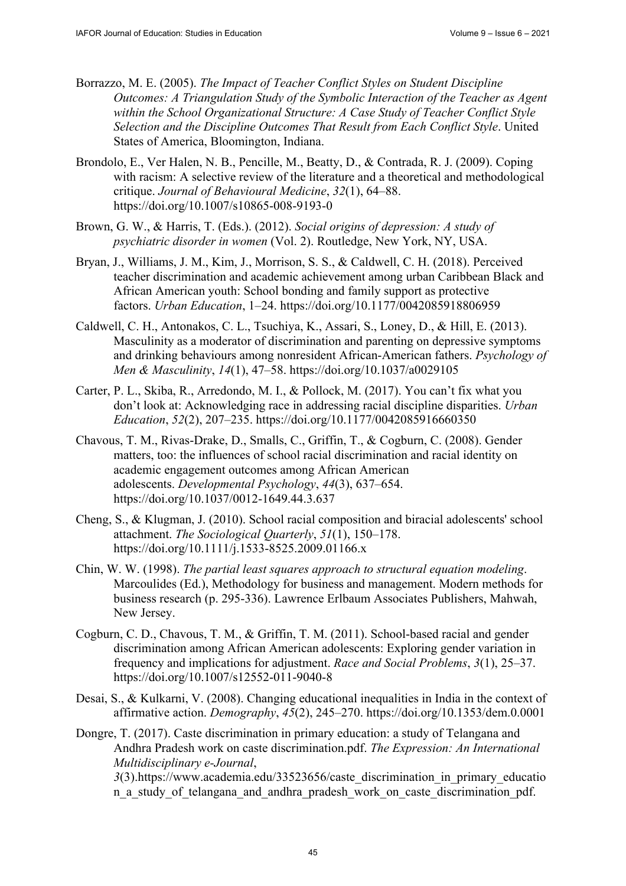Borrazzo, M. E. (2005). *The Impact of Teacher Conflict Styles on Student Discipline Outcomes: A Triangulation Study of the Symbolic Interaction of the Teacher as Agent within the School Organizational Structure: A Case Study of Teacher Conflict Style Selection and the Discipline Outcomes That Result from Each Conflict Style*. United States of America, Bloomington, Indiana.

Brondolo, E., Ver Halen, N. B., Pencille, M., Beatty, D., & Contrada, R. J. (2009). Coping with racism: A selective review of the literature and a theoretical and methodological critique. *Journal of Behavioural Medicine*, *32*(1), 64–88. https://doi.org/10.1007/s10865-008-9193-0

Brown, G. W., & Harris, T. (Eds.). (2012). *Social origins of depression: A study of psychiatric disorder in women* (Vol. 2). Routledge, New York, NY, USA.

Bryan, J., Williams, J. M., Kim, J., Morrison, S. S., & Caldwell, C. H. (2018). Perceived teacher discrimination and academic achievement among urban Caribbean Black and African American youth: School bonding and family support as protective factors. *Urban Education*, 1–24. https://doi.org/10.1177/0042085918806959

Caldwell, C. H., Antonakos, C. L., Tsuchiya, K., Assari, S., Loney, D., & Hill, E. (2013). Masculinity as a moderator of discrimination and parenting on depressive symptoms and drinking behaviours among nonresident African-American fathers. *Psychology of Men & Masculinity*, *14*(1), 47–58. https://doi.org/10.1037/a0029105

Carter, P. L., Skiba, R., Arredondo, M. I., & Pollock, M. (2017). You can't fix what you don't look at: Acknowledging race in addressing racial discipline disparities. *Urban Education*, *52*(2), 207–235. https://doi.org/10.1177/0042085916660350

Chavous, T. M., Rivas-Drake, D., Smalls, C., Griffin, T., & Cogburn, C. (2008). Gender matters, too: the influences of school racial discrimination and racial identity on academic engagement outcomes among African American adolescents. *Developmental Psychology*, *44*(3), 637–654. https://doi.org/10.1037/0012-1649.44.3.637

Cheng, S., & Klugman, J. (2010). School racial composition and biracial adolescents' school attachment. *The Sociological Quarterly*, *51*(1), 150–178. https://doi.org/10.1111/j.1533-8525.2009.01166.x

Chin, W. W. (1998). *The partial least squares approach to structural equation modeling*. Marcoulides (Ed.), Methodology for business and management. Modern methods for business research (p. 295-336). Lawrence Erlbaum Associates Publishers, Mahwah, New Jersey.

Cogburn, C. D., Chavous, T. M., & Griffin, T. M. (2011). School-based racial and gender discrimination among African American adolescents: Exploring gender variation in frequency and implications for adjustment. *Race and Social Problems*, *3*(1), 25–37. https://doi.org/10.1007/s12552-011-9040-8

Desai, S., & Kulkarni, V. (2008). Changing educational inequalities in India in the context of affirmative action. *Demography*, *45*(2), 245–270. https://doi.org/10.1353/dem.0.0001

Dongre, T. (2017). Caste discrimination in primary education: a study of Telangana and Andhra Pradesh work on caste discrimination.pdf. *The Expression: An International Multidisciplinary e-Journal*, *3*(3).https://www.academia.edu/33523656/caste_discrimination_in_primary_education_a_study_of_telangana_and_andhra_pradesh_work_on_caste_discrimination_pdf.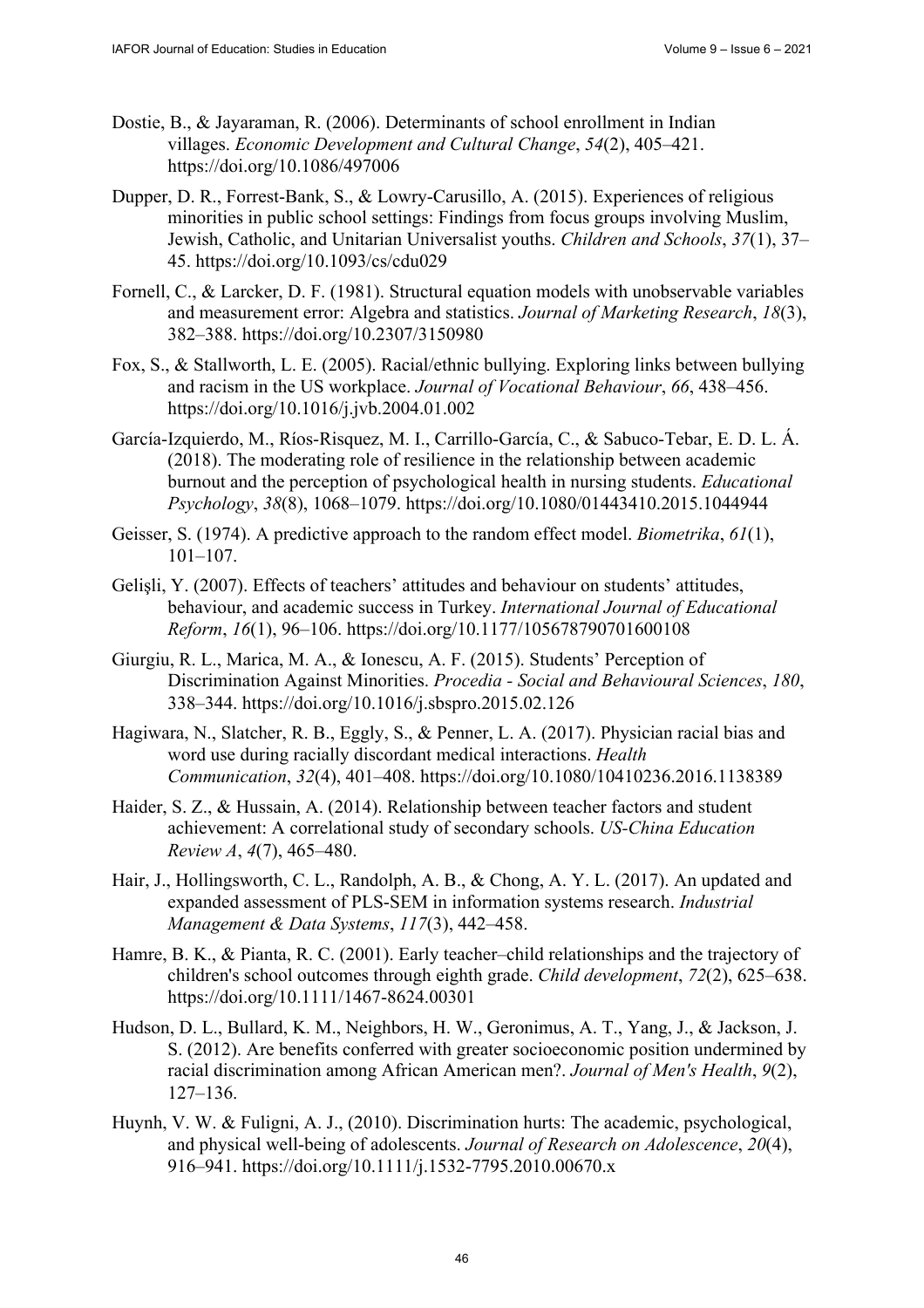Dostie, B., & Jayaraman, R. (2006). Determinants of school enrollment in Indian villages. *Economic Development and Cultural Change*, *54*(2), 405–421. https://doi.org/10.1086/497006

Dupper, D. R., Forrest-Bank, S., & Lowry-Carusillo, A. (2015). Experiences of religious minorities in public school settings: Findings from focus groups involving Muslim, Jewish, Catholic, and Unitarian Universalist youths. *Children and Schools*, *37*(1), 37–45. https://doi.org/10.1093/cs/cdu029

Fornell, C., & Larcker, D. F. (1981). Structural equation models with unobservable variables and measurement error: Algebra and statistics. *Journal of Marketing Research*, *18*(3), 382–388. https://doi.org/10.2307/3150980

Fox, S., & Stallworth, L. E. (2005). Racial/ethnic bullying. Exploring links between bullying and racism in the US workplace. *Journal of Vocational Behaviour*, *66*, 438–456. https://doi.org/10.1016/j.jvb.2004.01.002

García-Izquierdo, M., Ríos-Risquez, M. I., Carrillo-García, C., & Sabuco-Tebar, E. D. L. Á. (2018). The moderating role of resilience in the relationship between academic burnout and the perception of psychological health in nursing students. *Educational Psychology*, *38*(8), 1068–1079. https://doi.org/10.1080/01443410.2015.1044944

Geisser, S. (1974). A predictive approach to the random effect model. *Biometrika*, *61*(1), 101–107.

Gelişli, Y. (2007). Effects of teachers' attitudes and behaviour on students' attitudes, behaviour, and academic success in Turkey. *International Journal of Educational Reform*, *16*(1), 96–106. https://doi.org/10.1177/105678790701600108

Giurgiu, R. L., Marica, M. A., & Ionescu, A. F. (2015). Students' Perception of Discrimination Against Minorities. *Procedia - Social and Behavioural Sciences*, *180*, 338–344. https://doi.org/10.1016/j.sbspro.2015.02.126

Hagiwara, N., Slatcher, R. B., Eggly, S., & Penner, L. A. (2017). Physician racial bias and word use during racially discordant medical interactions. *Health Communication*, *32*(4), 401–408. https://doi.org/10.1080/10410236.2016.1138389

Haider, S. Z., & Hussain, A. (2014). Relationship between teacher factors and student achievement: A correlational study of secondary schools. *US-China Education Review A*, *4*(7), 465–480.

Hair, J., Hollingsworth, C. L., Randolph, A. B., & Chong, A. Y. L. (2017). An updated and expanded assessment of PLS-SEM in information systems research. *Industrial Management & Data Systems*, *117*(3), 442–458.

Hamre, B. K., & Pianta, R. C. (2001). Early teacher–child relationships and the trajectory of children's school outcomes through eighth grade. *Child development*, *72*(2), 625–638. https://doi.org/10.1111/1467-8624.00301

Hudson, D. L., Bullard, K. M., Neighbors, H. W., Geronimus, A. T., Yang, J., & Jackson, J. S. (2012). Are benefits conferred with greater socioeconomic position undermined by racial discrimination among African American men?. *Journal of Men's Health*, *9*(2), 127–136.

Huynh, V. W. & Fuligni, A. J., (2010). Discrimination hurts: The academic, psychological, and physical well-being of adolescents. *Journal of Research on Adolescence*, *20*(4), 916–941. https://doi.org/10.1111/j.1532-7795.2010.00670.x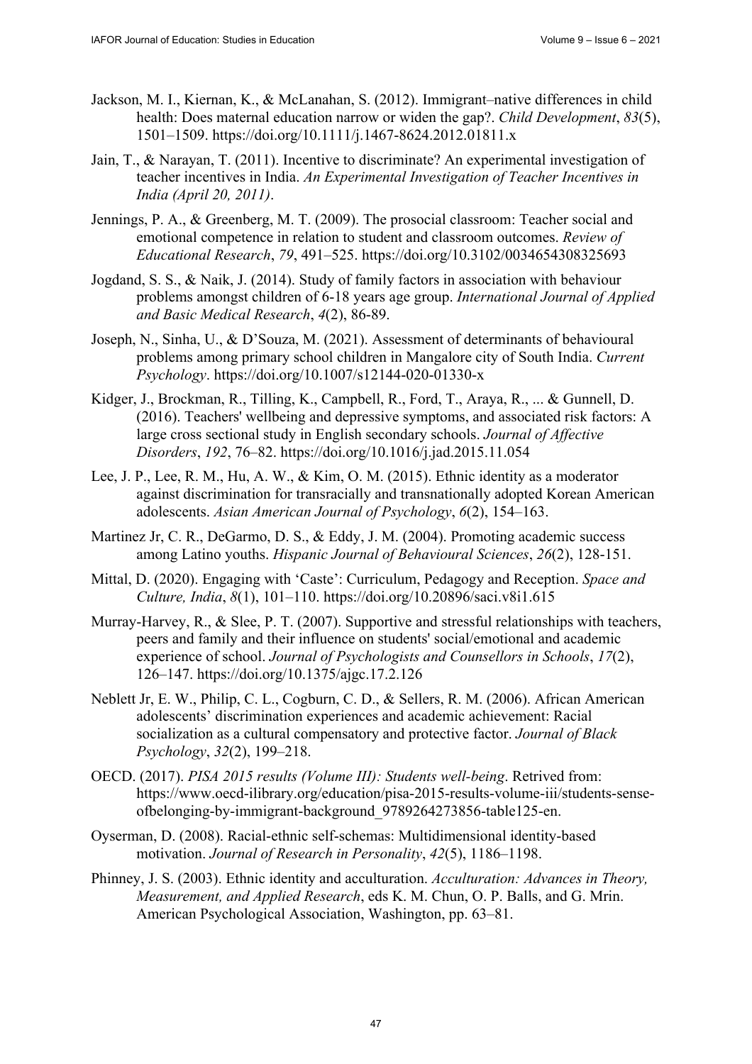Jackson, M. I., Kiernan, K., & McLanahan, S. (2012). Immigrant–native differences in child health: Does maternal education narrow or widen the gap?. *Child Development*, *83*(5), 1501–1509. https://doi.org/10.1111/j.1467-8624.2012.01811.x

Jain, T., & Narayan, T. (2011). Incentive to discriminate? An experimental investigation of teacher incentives in India. *An Experimental Investigation of Teacher Incentives in India (April 20, 2011)*.

Jennings, P. A., & Greenberg, M. T. (2009). The prosocial classroom: Teacher social and emotional competence in relation to student and classroom outcomes. *Review of Educational Research*, *79*, 491–525. https://doi.org/10.3102/0034654308325693

Jogdand, S. S., & Naik, J. (2014). Study of family factors in association with behaviour problems amongst children of 6-18 years age group. *International Journal of Applied and Basic Medical Research*, *4*(2), 86-89.

Joseph, N., Sinha, U., & D'Souza, M. (2021). Assessment of determinants of behavioural problems among primary school children in Mangalore city of South India. *Current Psychology*. https://doi.org/10.1007/s12144-020-01330-x

Kidger, J., Brockman, R., Tilling, K., Campbell, R., Ford, T., Araya, R., ... & Gunnell, D. (2016). Teachers' wellbeing and depressive symptoms, and associated risk factors: A large cross sectional study in English secondary schools. *Journal of Affective Disorders*, *192*, 76–82. https://doi.org/10.1016/j.jad.2015.11.054

Lee, J. P., Lee, R. M., Hu, A. W., & Kim, O. M. (2015). Ethnic identity as a moderator against discrimination for transracially and transnationally adopted Korean American adolescents. *Asian American Journal of Psychology*, *6*(2), 154–163.

Martinez Jr, C. R., DeGarmo, D. S., & Eddy, J. M. (2004). Promoting academic success among Latino youths. *Hispanic Journal of Behavioural Sciences*, *26*(2), 128-151.

Mittal, D. (2020). Engaging with 'Caste': Curriculum, Pedagogy and Reception. *Space and Culture, India*, *8*(1), 101–110. https://doi.org/10.20896/saci.v8i1.615

Murray-Harvey, R., & Slee, P. T. (2007). Supportive and stressful relationships with teachers, peers and family and their influence on students' social/emotional and academic experience of school. *Journal of Psychologists and Counsellors in Schools*, *17*(2), 126–147. https://doi.org/10.1375/ajgc.17.2.126

Neblett Jr, E. W., Philip, C. L., Cogburn, C. D., & Sellers, R. M. (2006). African American adolescents' discrimination experiences and academic achievement: Racial socialization as a cultural compensatory and protective factor. *Journal of Black Psychology*, *32*(2), 199–218.

OECD. (2017). *PISA 2015 results (Volume III): Students well-being*. Retrived from: https://www.oecd-ilibrary.org/education/pisa-2015-results-volume-iii/students-sense-ofbelonging-by-immigrant-background_9789264273856-table125-en.

Oyserman, D. (2008). Racial-ethnic self-schemas: Multidimensional identity-based motivation. *Journal of Research in Personality*, *42*(5), 1186–1198.

Phinney, J. S. (2003). Ethnic identity and acculturation. *Acculturation: Advances in Theory, Measurement, and Applied Research*, eds K. M. Chun, O. P. Balls, and G. Mrin. American Psychological Association, Washington, pp. 63–81.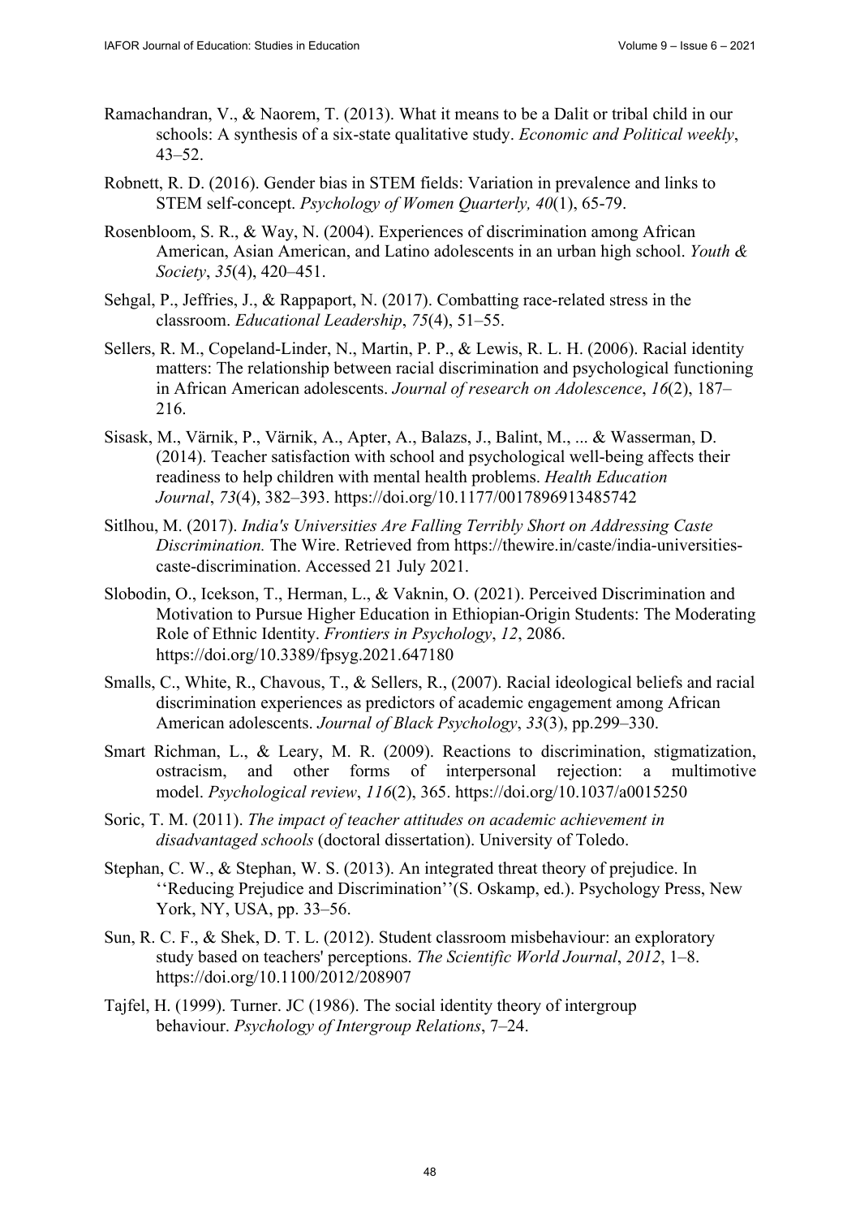Ramachandran, V., & Naorem, T. (2013). What it means to be a Dalit or tribal child in our schools: A synthesis of a six-state qualitative study. *Economic and Political weekly*, 43–52.

Robnett, R. D. (2016). Gender bias in STEM fields: Variation in prevalence and links to STEM self-concept. *Psychology of Women Quarterly, 40*(1), 65-79.

Rosenbloom, S. R., & Way, N. (2004). Experiences of discrimination among African American, Asian American, and Latino adolescents in an urban high school. *Youth & Society*, *35*(4), 420–451.

Sehgal, P., Jeffries, J., & Rappaport, N. (2017). Combatting race-related stress in the classroom. *Educational Leadership*, *75*(4), 51–55.

Sellers, R. M., Copeland-Linder, N., Martin, P. P., & Lewis, R. L. H. (2006). Racial identity matters: The relationship between racial discrimination and psychological functioning in African American adolescents. *Journal of research on Adolescence*, *16*(2), 187–216.

Sisask, M., Värnik, P., Värnik, A., Apter, A., Balazs, J., Balint, M., ... & Wasserman, D. (2014). Teacher satisfaction with school and psychological well-being affects their readiness to help children with mental health problems. *Health Education Journal*, *73*(4), 382–393. https://doi.org/10.1177/0017896913485742

Sitlhou, M. (2017). *India's Universities Are Falling Terribly Short on Addressing Caste Discrimination.* The Wire. Retrieved from https://thewire.in/caste/india-universities-caste-discrimination. Accessed 21 July 2021.

Slobodin, O., Icekson, T., Herman, L., & Vaknin, O. (2021). Perceived Discrimination and Motivation to Pursue Higher Education in Ethiopian-Origin Students: The Moderating Role of Ethnic Identity. *Frontiers in Psychology*, *12*, 2086. https://doi.org/10.3389/fpsyg.2021.647180

Smalls, C., White, R., Chavous, T., & Sellers, R., (2007). Racial ideological beliefs and racial discrimination experiences as predictors of academic engagement among African American adolescents. *Journal of Black Psychology*, *33*(3), pp.299–330.

Smart Richman, L., & Leary, M. R. (2009). Reactions to discrimination, stigmatization, ostracism, and other forms of interpersonal rejection: a multimotive model. *Psychological review*, *116*(2), 365. https://doi.org/10.1037/a0015250

Soric, T. M. (2011). *The impact of teacher attitudes on academic achievement in disadvantaged schools* (doctoral dissertation). University of Toledo.

Stephan, C. W., & Stephan, W. S. (2013). An integrated threat theory of prejudice. In ''Reducing Prejudice and Discrimination''(S. Oskamp, ed.). Psychology Press, New York, NY, USA, pp. 33–56.

Sun, R. C. F., & Shek, D. T. L. (2012). Student classroom misbehaviour: an exploratory study based on teachers' perceptions. *The Scientific World Journal*, *2012*, 1–8. https://doi.org/10.1100/2012/208907

Tajfel, H. (1999). Turner. JC (1986). The social identity theory of intergroup behaviour. *Psychology of Intergroup Relations*, 7–24.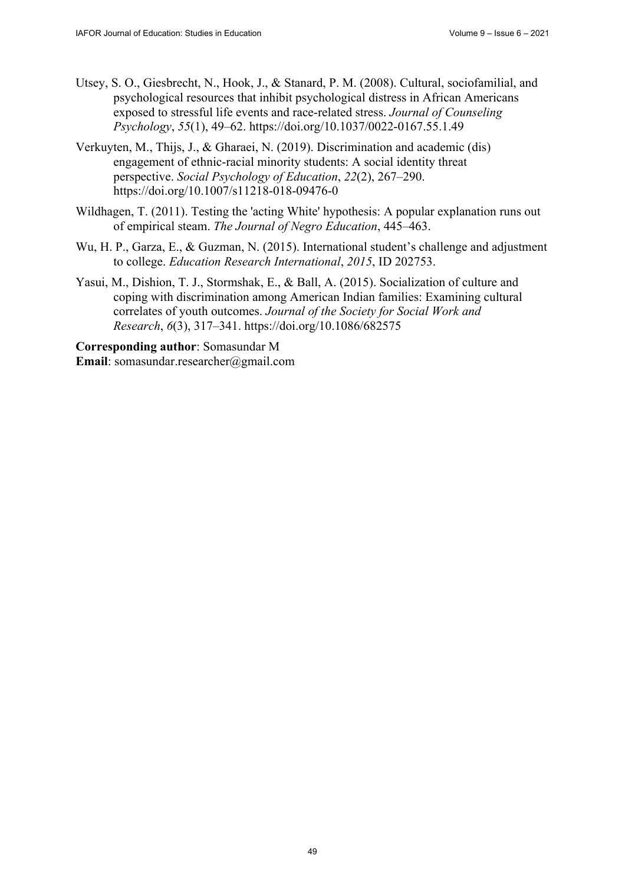Utsey, S. O., Giesbrecht, N., Hook, J., & Stanard, P. M. (2008). Cultural, sociofamilial, and psychological resources that inhibit psychological distress in African Americans exposed to stressful life events and race-related stress. *Journal of Counseling Psychology*, *55*(1), 49–62. https://doi.org/10.1037/0022-0167.55.1.49

Verkuyten, M., Thijs, J., & Gharaei, N. (2019). Discrimination and academic (dis) engagement of ethnic-racial minority students: A social identity threat perspective. *Social Psychology of Education*, *22*(2), 267–290. https://doi.org/10.1007/s11218-018-09476-0

Wildhagen, T. (2011). Testing the 'acting White' hypothesis: A popular explanation runs out of empirical steam. *The Journal of Negro Education*, 445–463.

Wu, H. P., Garza, E., & Guzman, N. (2015). International student's challenge and adjustment to college. *Education Research International*, *2015*, ID 202753.

Yasui, M., Dishion, T. J., Stormshak, E., & Ball, A. (2015). Socialization of culture and coping with discrimination among American Indian families: Examining cultural correlates of youth outcomes. *Journal of the Society for Social Work and Research*, *6*(3), 317–341. https://doi.org/10.1086/682575

**Corresponding author**: Somasundar M
**Email**: somasundar.researcher@gmail.com